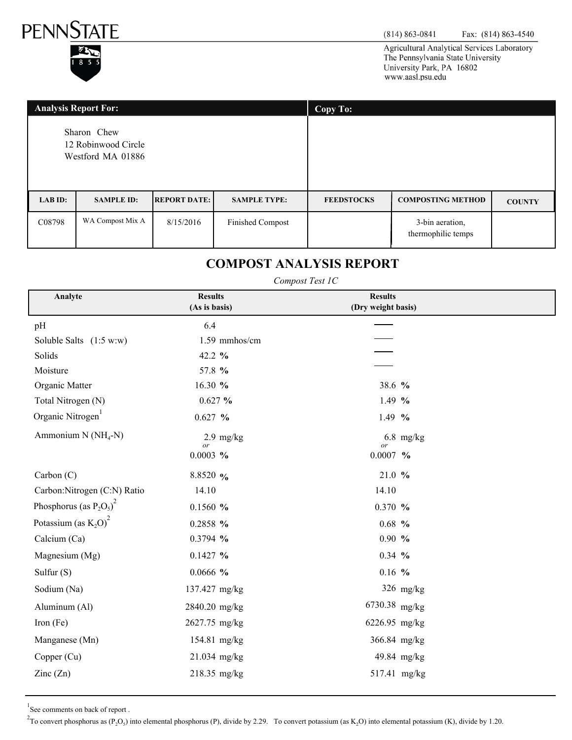PENNSTATE

(814) 863-0841 Fax: (814) 863-4540

Agricultural Analytical Services Laboratory
The Pennsylvania State University
University Park, PA 16802
www.aasl.psu.edu

| Analysis Report For: | Copy To: |
|---|---|
| Sharon Chew<br>12 Robinwood Circle<br>Westford MA 01886 | |

| LAB ID: | SAMPLE ID: | REPORT DATE: | SAMPLE TYPE: | FEEDSTOCKS | COMPOSTING METHOD | COUNTY |
|---|---|---|---|---|---|---|
| C08798 | WA Compost Mix A | 8/15/2016 | Finished Compost | | 3-bin aeration, thermophilic temps | |

# COMPOST ANALYSIS REPORT

*Compost Test 1C*

| Analyte | Results (As is basis) | Results (Dry weight basis) |
|---|---|---|
| pH | 6.4 | — |
| Soluble Salts (1:5 w:w) | 1.59 mmhos/cm | — |
| Solids | 42.2 % | — |
| Moisture | 57.8 % | — |
| Organic Matter | 16.30 % | 38.6 % |
| Total Nitrogen (N) | 0.627 % | 1.49 % |
| Organic Nitrogen[1] | 0.627 % | 1.49 % |
| Ammonium N ($NH_4$-N) | 2.9 mg/kg *or* 0.0003 % | 6.8 mg/kg *or* 0.0007 % |
| Carbon (C) | 8.8520 % | 21.0 % |
| Carbon:Nitrogen (C:N) Ratio | 14.10 | 14.10 |
| Phosphorus (as $P_2O_5$)[2] | 0.1560 % | 0.370 % |
| Potassium (as $K_2O$)[2] | 0.2858 % | 0.68 % |
| Calcium (Ca) | 0.3794 % | 0.90 % |
| Magnesium (Mg) | 0.1427 % | 0.34 % |
| Sulfur (S) | 0.0666 % | 0.16 % |
| Sodium (Na) | 137.427 mg/kg | 326 mg/kg |
| Aluminum (Al) | 2840.20 mg/kg | 6730.38 mg/kg |
| Iron (Fe) | 2627.75 mg/kg | 6226.95 mg/kg |
| Manganese (Mn) | 154.81 mg/kg | 366.84 mg/kg |
| Copper (Cu) | 21.034 mg/kg | 49.84 mg/kg |
| Zinc (Zn) | 218.35 mg/kg | 517.41 mg/kg |

[1] See comments on back of report .

[2] To convert phosphorus as ($P_2O_5$) into elemental phosphorus (P), divide by 2.29. To convert potassium (as $K_2O$) into elemental potassium (K), divide by 1.20.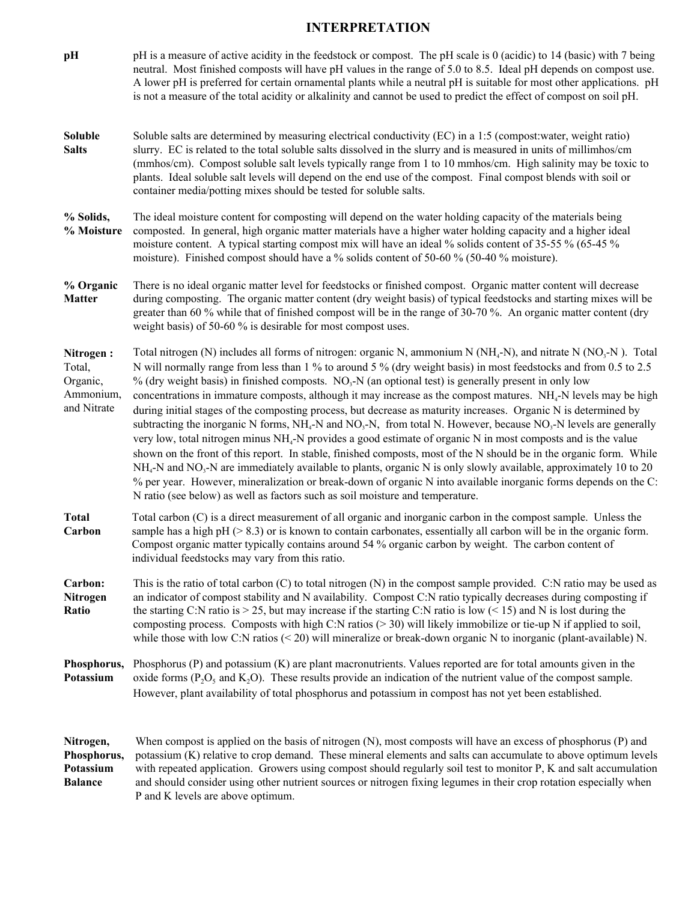# INTERPRETATION

**pH**

pH is a measure of active acidity in the feedstock or compost. The pH scale is 0 (acidic) to 14 (basic) with 7 being neutral. Most finished composts will have pH values in the range of 5.0 to 8.5. Ideal pH depends on compost use. A lower pH is preferred for certain ornamental plants while a neutral pH is suitable for most other applications. pH is not a measure of the total acidity or alkalinity and cannot be used to predict the effect of compost on soil pH.

**Soluble Salts**

Soluble salts are determined by measuring electrical conductivity (EC) in a 1:5 (compost:water, weight ratio) slurry. EC is related to the total soluble salts dissolved in the slurry and is measured in units of millimhos/cm (mmhos/cm). Compost soluble salt levels typically range from 1 to 10 mmhos/cm. High salinity may be toxic to plants. Ideal soluble salt levels will depend on the end use of the compost. Final compost blends with soil or container media/potting mixes should be tested for soluble salts.

**% Solids, % Moisture**

The ideal moisture content for composting will depend on the water holding capacity of the materials being composted. In general, high organic matter materials have a higher water holding capacity and a higher ideal moisture content. A typical starting compost mix will have an ideal % solids content of 35-55 % (65-45 % moisture). Finished compost should have a % solids content of 50-60 % (50-40 % moisture).

**% Organic Matter**

There is no ideal organic matter level for feedstocks or finished compost. Organic matter content will decrease during composting. The organic matter content (dry weight basis) of typical feedstocks and starting mixes will be greater than 60 % while that of finished compost will be in the range of 30-70 %. An organic matter content (dry weight basis) of 50-60 % is desirable for most compost uses.

**Nitrogen :** Total, Organic, Ammonium, and Nitrate

Total nitrogen (N) includes all forms of nitrogen: organic N, ammonium N ($NH_4$-N), and nitrate N ($NO_3$-N ). Total N will normally range from less than 1 % to around 5 % (dry weight basis) in most feedstocks and from 0.5 to 2.5 % (dry weight basis) in finished composts. $NO_3$-N (an optional test) is generally present in only low concentrations in immature composts, although it may increase as the compost matures. $NH_4$-N levels may be high during initial stages of the composting process, but decrease as maturity increases. Organic N is determined by subtracting the inorganic N forms, $NH_4$-N and $NO_3$-N, from total N. However, because $NO_3$-N levels are generally very low, total nitrogen minus $NH_4$-N provides a good estimate of organic N in most composts and is the value shown on the front of this report. In stable, finished composts, most of the N should be in the organic form. While $NH_4$-N and $NO_3$-N are immediately available to plants, organic N is only slowly available, approximately 10 to 20 % per year. However, mineralization or break-down of organic N into available inorganic forms depends on the C: N ratio (see below) as well as factors such as soil moisture and temperature.

**Total Carbon**

Total carbon (C) is a direct measurement of all organic and inorganic carbon in the compost sample. Unless the sample has a high pH (> 8.3) or is known to contain carbonates, essentially all carbon will be in the organic form. Compost organic matter typically contains around 54 % organic carbon by weight. The carbon content of individual feedstocks may vary from this ratio.

**Carbon: Nitrogen Ratio**

This is the ratio of total carbon (C) to total nitrogen (N) in the compost sample provided. C:N ratio may be used as an indicator of compost stability and N availability. Compost C:N ratio typically decreases during composting if the starting C:N ratio is > 25, but may increase if the starting C:N ratio is low (< 15) and N is lost during the composting process. Composts with high C:N ratios (> 30) will likely immobilize or tie-up N if applied to soil, while those with low C:N ratios (< 20) will mineralize or break-down organic N to inorganic (plant-available) N.

**Phosphorus, Potassium**

Phosphorus (P) and potassium (K) are plant macronutrients. Values reported are for total amounts given in the oxide forms ($P_2O_5$ and $K_2O$). These results provide an indication of the nutrient value of the compost sample. However, plant availability of total phosphorus and potassium in compost has not yet been established.

**Nitrogen, Phosphorus, Potassium Balance**

When compost is applied on the basis of nitrogen (N), most composts will have an excess of phosphorus (P) and potassium (K) relative to crop demand. These mineral elements and salts can accumulate to above optimum levels with repeated application. Growers using compost should regularly soil test to monitor P, K and salt accumulation and should consider using other nutrient sources or nitrogen fixing legumes in their crop rotation especially when P and K levels are above optimum.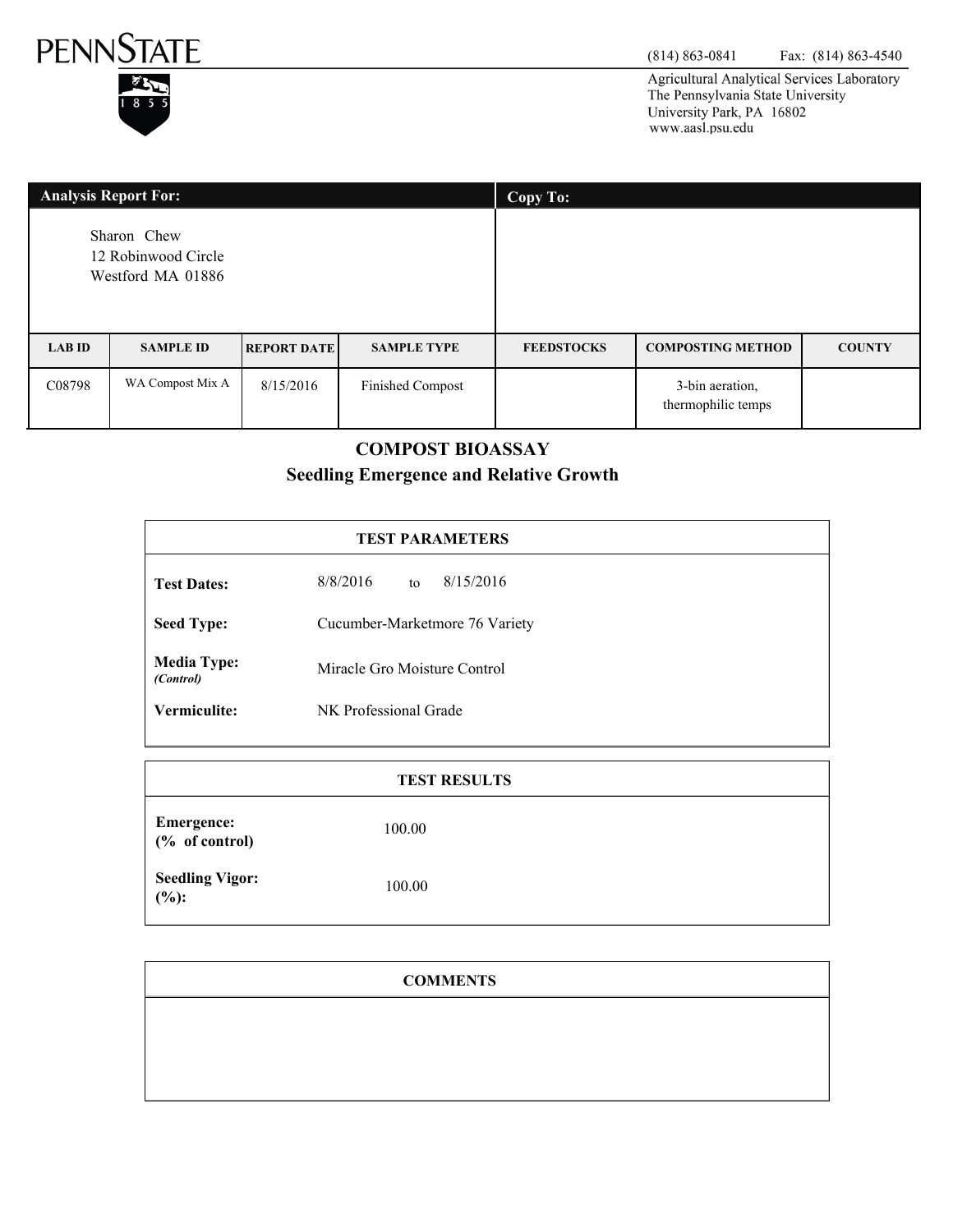PENNSTATE

(814) 863-0841 Fax: (814) 863-4540

Agricultural Analytical Services Laboratory
The Pennsylvania State University
University Park, PA 16802
www.aasl.psu.edu

| Analysis Report For: | Copy To: |
|---|---|
| Sharon Chew<br>12 Robinwood Circle<br>Westford MA 01886 | |

| LAB ID | SAMPLE ID | REPORT DATE | SAMPLE TYPE | FEEDSTOCKS | COMPOSTING METHOD | COUNTY |
|---|---|---|---|---|---|---|
| C08798 | WA Compost Mix A | 8/15/2016 | Finished Compost | | 3-bin aeration, thermophilic temps | |

## COMPOST BIOASSAY
### Seedling Emergence and Relative Growth

| TEST PARAMETERS | |
|---|---|
| **Test Dates:** | 8/8/2016 to 8/15/2016 |
| **Seed Type:** | Cucumber-Marketmore 76 Variety |
| **Media Type:** ***(Control)*** | Miracle Gro Moisture Control |
| **Vermiculite:** | NK Professional Grade |

| TEST RESULTS | |
|---|---|
| **Emergence: (% of control)** | 100.00 |
| **Seedling Vigor: (%):** | 100.00 |

| COMMENTS |
|---|
| |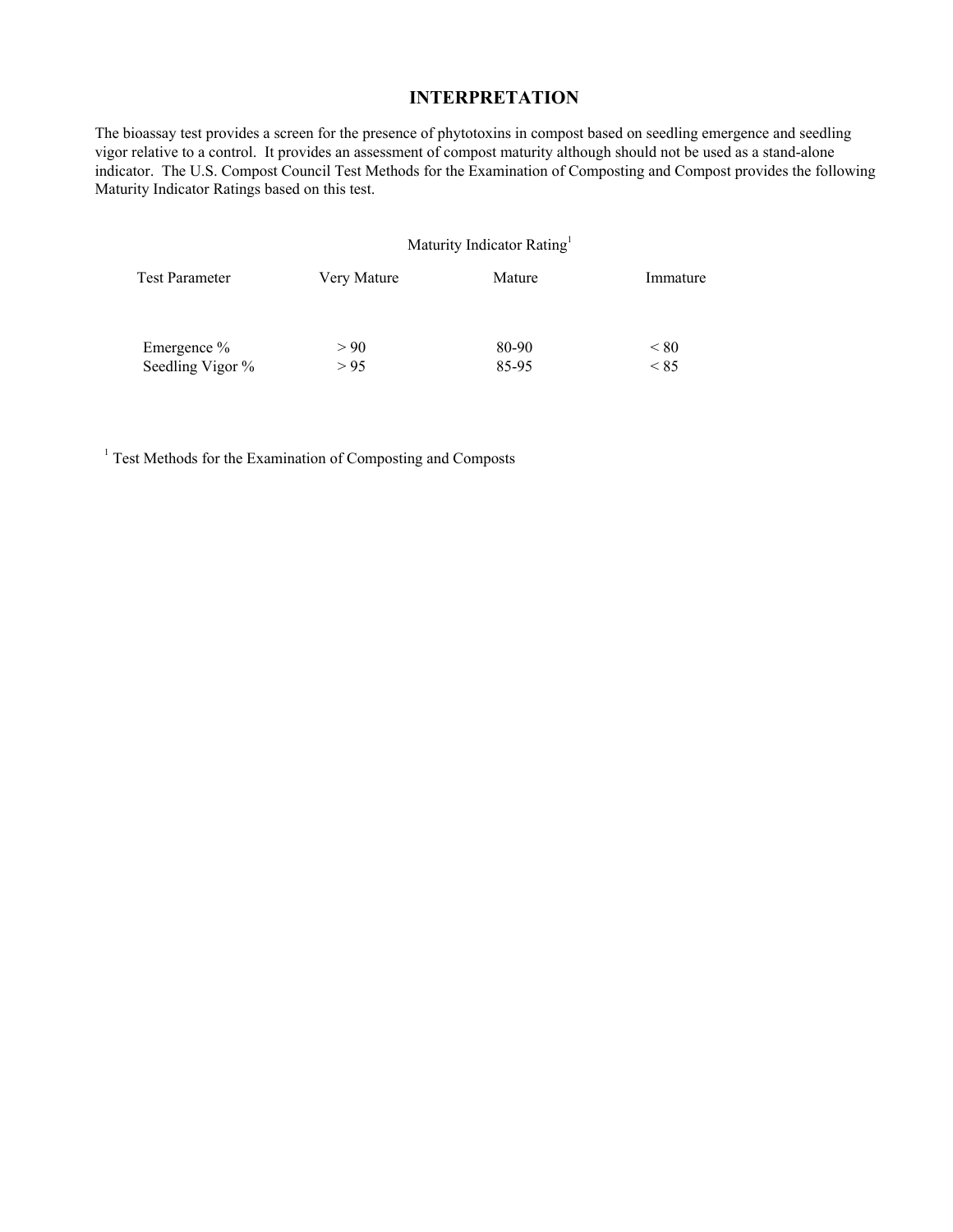## INTERPRETATION

The bioassay test provides a screen for the presence of phytotoxins in compost based on seedling emergence and seedling vigor relative to a control. It provides an assessment of compost maturity although should not be used as a stand-alone indicator. The U.S. Compost Council Test Methods for the Examination of Composting and Compost provides the following Maturity Indicator Ratings based on this test.

| | Maturity Indicator Rating[1] | | |
|---|---|---|---|
| Test Parameter | Very Mature | Mature | Immature |
| Emergence % | > 90 | 80-90 | < 80 |
| Seedling Vigor % | > 95 | 85-95 | < 85 |

[1] Test Methods for the Examination of Composting and Composts